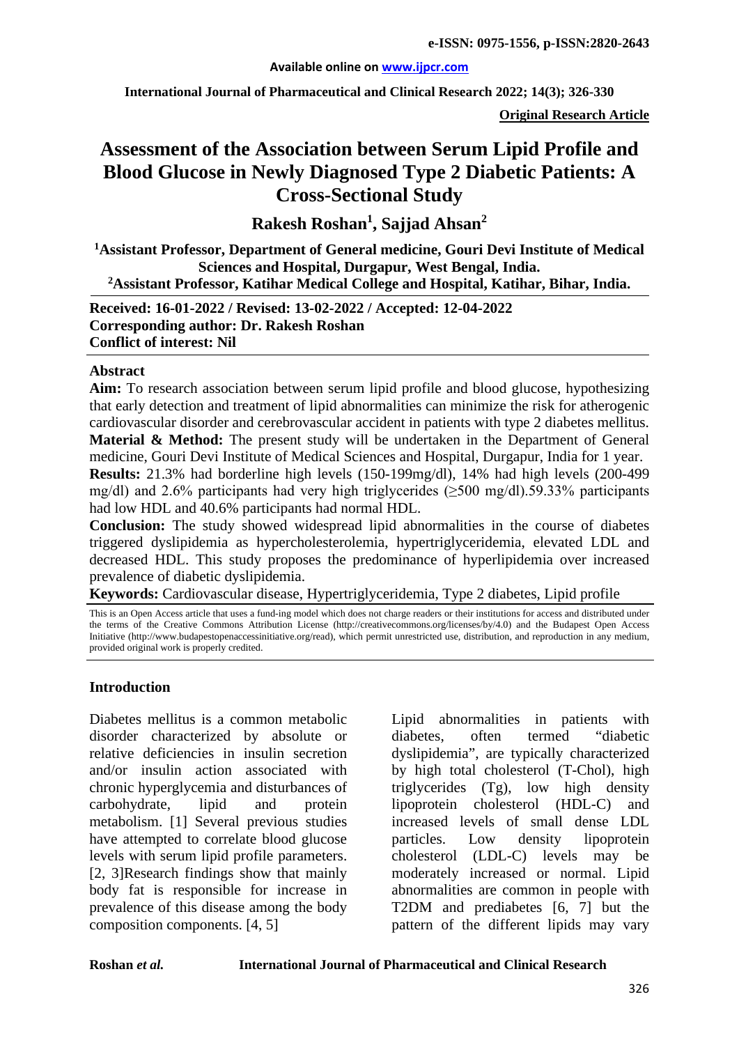# Assessment of the Association between Serum Lipid Profile and Blood Glucose in Newly Diagnosed Type 2 Diabetic Patients: A Cross-Sectional Study

**Rakesh Roshan[1], Sajjad Ahsan[2]**

**[1]Assistant Professor, Department of General medicine, Gouri Devi Institute of Medical Sciences and Hospital, Durgapur, West Bengal, India.**
**[2]Assistant Professor, Katihar Medical College and Hospital, Katihar, Bihar, India.**

**Received: 16-01-2022 / Revised: 13-02-2022 / Accepted: 12-04-2022**
**Corresponding author: Dr. Rakesh Roshan**
**Conflict of interest: Nil**

## Abstract

**Aim:** To research association between serum lipid profile and blood glucose, hypothesizing that early detection and treatment of lipid abnormalities can minimize the risk for atherogenic cardiovascular disorder and cerebrovascular accident in patients with type 2 diabetes mellitus.

**Material & Method:** The present study will be undertaken in the Department of General medicine, Gouri Devi Institute of Medical Sciences and Hospital, Durgapur, India for 1 year.

**Results:** 21.3% had borderline high levels (150-199mg/dl), 14% had high levels (200-499 mg/dl) and 2.6% participants had very high triglycerides (≥500 mg/dl).59.33% participants had low HDL and 40.6% participants had normal HDL.

**Conclusion:** The study showed widespread lipid abnormalities in the course of diabetes triggered dyslipidemia as hypercholesterolemia, hypertriglyceridemia, elevated LDL and decreased HDL. This study proposes the predominance of hyperlipidemia over increased prevalence of diabetic dyslipidemia.

**Keywords:** Cardiovascular disease, Hypertriglyceridemia, Type 2 diabetes, Lipid profile

This is an Open Access article that uses a fund-ing model which does not charge readers or their institutions for access and distributed under the terms of the Creative Commons Attribution License (http://creativecommons.org/licenses/by/4.0) and the Budapest Open Access Initiative (http://www.budapestopenaccessinitiative.org/read), which permit unrestricted use, distribution, and reproduction in any medium, provided original work is properly credited.

## Introduction

Diabetes mellitus is a common metabolic disorder characterized by absolute or relative deficiencies in insulin secretion and/or insulin action associated with chronic hyperglycemia and disturbances of carbohydrate, lipid and protein metabolism. [1] Several previous studies have attempted to correlate blood glucose levels with serum lipid profile parameters. [2, 3]Research findings show that mainly body fat is responsible for increase in prevalence of this disease among the body composition components. [4, 5]

Lipid abnormalities in patients with diabetes, often termed "diabetic dyslipidemia", are typically characterized by high total cholesterol (T-Chol), high triglycerides (Tg), low high density lipoprotein cholesterol (HDL-C) and increased levels of small dense LDL particles. Low density lipoprotein cholesterol (LDL-C) levels may be moderately increased or normal. Lipid abnormalities are common in people with T2DM and prediabetes [6, 7] but the pattern of the different lipids may vary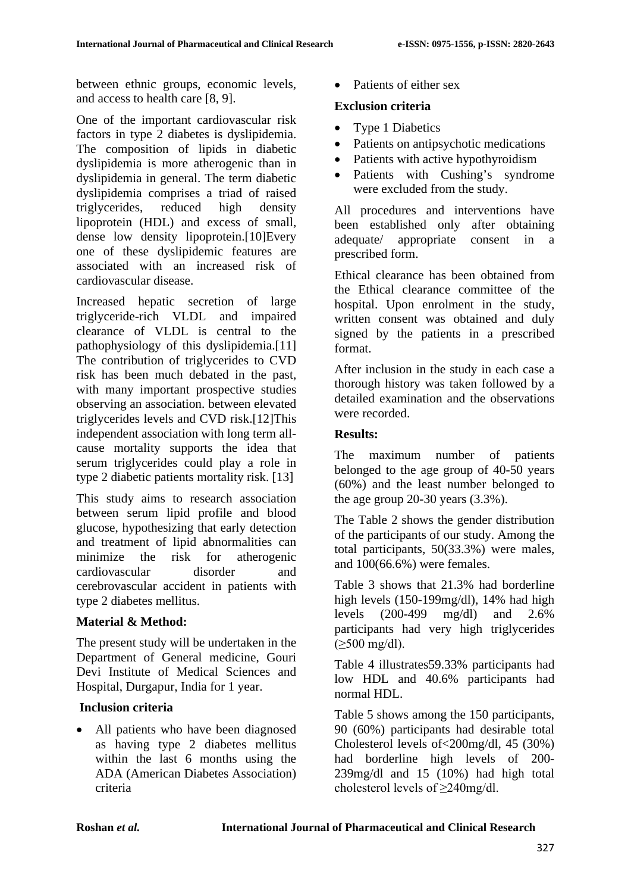between ethnic groups, economic levels, and access to health care [8, 9].

One of the important cardiovascular risk factors in type 2 diabetes is dyslipidemia. The composition of lipids in diabetic dyslipidemia is more atherogenic than in dyslipidemia in general. The term diabetic dyslipidemia comprises a triad of raised triglycerides, reduced high density lipoprotein (HDL) and excess of small, dense low density lipoprotein.[10]Every one of these dyslipidemic features are associated with an increased risk of cardiovascular disease.

Increased hepatic secretion of large triglyceride-rich VLDL and impaired clearance of VLDL is central to the pathophysiology of this dyslipidemia.[11] The contribution of triglycerides to CVD risk has been much debated in the past, with many important prospective studies observing an association. between elevated triglycerides levels and CVD risk.[12]This independent association with long term all-cause mortality supports the idea that serum triglycerides could play a role in type 2 diabetic patients mortality risk. [13]

This study aims to research association between serum lipid profile and blood glucose, hypothesizing that early detection and treatment of lipid abnormalities can minimize the risk for atherogenic cardiovascular disorder and cerebrovascular accident in patients with type 2 diabetes mellitus.

## Material & Method:

The present study will be undertaken in the Department of General medicine, Gouri Devi Institute of Medical Sciences and Hospital, Durgapur, India for 1 year.

### Inclusion criteria

- All patients who have been diagnosed as having type 2 diabetes mellitus within the last 6 months using the ADA (American Diabetes Association) criteria
- Patients of either sex

### Exclusion criteria

- Type 1 Diabetics
- Patients on antipsychotic medications
- Patients with active hypothyroidism
- Patients with Cushing's syndrome were excluded from the study.

All procedures and interventions have been established only after obtaining adequate/ appropriate consent in a prescribed form.

Ethical clearance has been obtained from the Ethical clearance committee of the hospital. Upon enrolment in the study, written consent was obtained and duly signed by the patients in a prescribed format.

After inclusion in the study in each case a thorough history was taken followed by a detailed examination and the observations were recorded.

## Results:

The maximum number of patients belonged to the age group of 40-50 years (60%) and the least number belonged to the age group 20-30 years (3.3%).

The Table 2 shows the gender distribution of the participants of our study. Among the total participants, 50(33.3%) were males, and 100(66.6%) were females.

Table 3 shows that 21.3% had borderline high levels (150-199mg/dl), 14% had high levels (200-499 mg/dl) and 2.6% participants had very high triglycerides (≥500 mg/dl).

Table 4 illustrates59.33% participants had low HDL and 40.6% participants had normal HDL.

Table 5 shows among the 150 participants, 90 (60%) participants had desirable total Cholesterol levels of<200mg/dl, 45 (30%) had borderline high levels of 200-239mg/dl and 15 (10%) had high total cholesterol levels of ≥240mg/dl.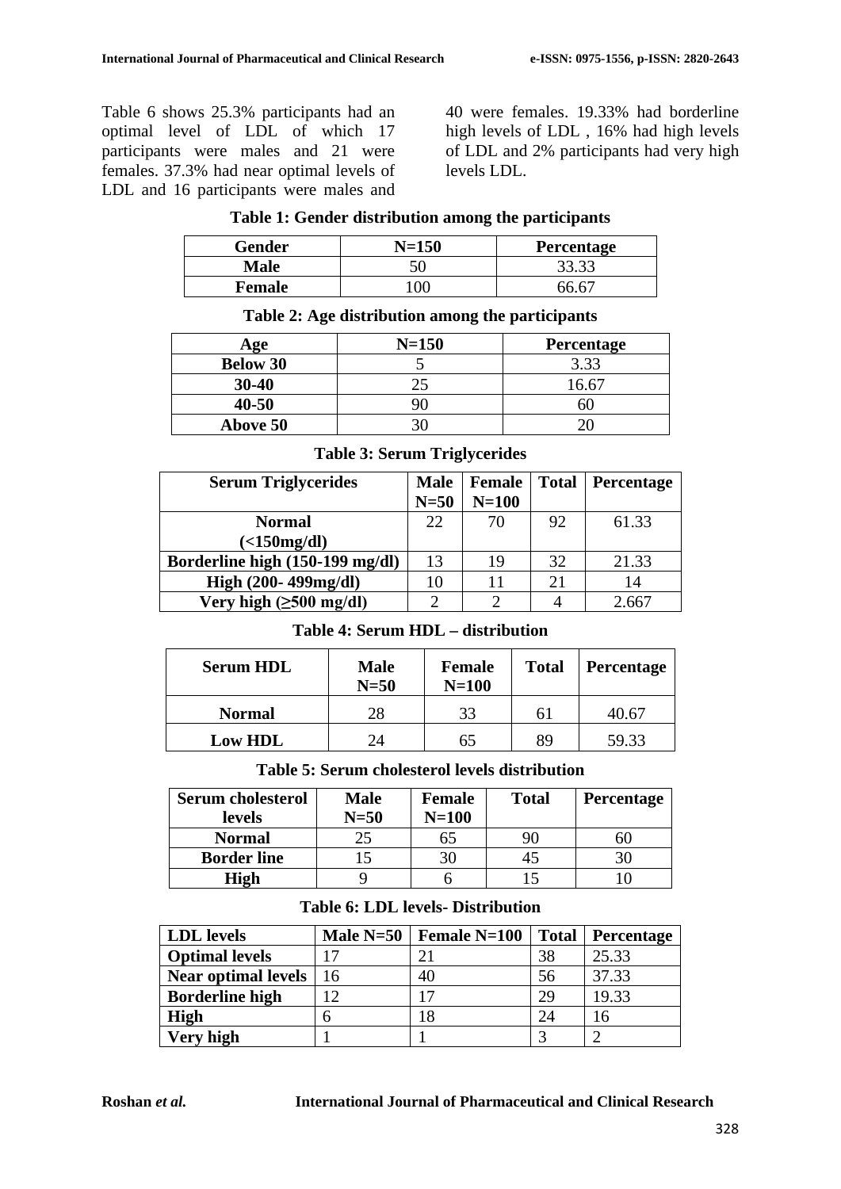Table 6 shows 25.3% participants had an optimal level of LDL of which 17 participants were males and 21 were females. 37.3% had near optimal levels of LDL and 16 participants were males and 40 were females. 19.33% had borderline high levels of LDL , 16% had high levels of LDL and 2% participants had very high levels LDL.

**Table 1: Gender distribution among the participants**

| Gender | N=150 | Percentage |
|---|---|---|
| **Male** | 50 | 33.33 |
| **Female** | 100 | 66.67 |

**Table 2: Age distribution among the participants**

| Age | N=150 | Percentage |
|---|---|---|
| **Below 30** | 5 | 3.33 |
| **30-40** | 25 | 16.67 |
| **40-50** | 90 | 60 |
| **Above 50** | 30 | 20 |

**Table 3: Serum Triglycerides**

| Serum Triglycerides | Male N=50 | Female N=100 | Total | Percentage |
|---|---|---|---|---|
| **Normal (<150mg/dl)** | 22 | 70 | 92 | 61.33 |
| **Borderline high (150-199 mg/dl)** | 13 | 19 | 32 | 21.33 |
| **High (200- 499mg/dl)** | 10 | 11 | 21 | 14 |
| **Very high (≥500 mg/dl)** | 2 | 2 | 4 | 2.667 |

**Table 4: Serum HDL – distribution**

| Serum HDL | Male N=50 | Female N=100 | Total | Percentage |
|---|---|---|---|---|
| **Normal** | 28 | 33 | 61 | 40.67 |
| **Low HDL** | 24 | 65 | 89 | 59.33 |

**Table 5: Serum cholesterol levels distribution**

| Serum cholesterol levels | Male N=50 | Female N=100 | Total | Percentage |
|---|---|---|---|---|
| **Normal** | 25 | 65 | 90 | 60 |
| **Border line** | 15 | 30 | 45 | 30 |
| **High** | 9 | 6 | 15 | 10 |

**Table 6: LDL levels- Distribution**

| LDL levels | Male N=50 | Female N=100 | Total | Percentage |
|---|---|---|---|---|
| **Optimal levels** | 17 | 21 | 38 | 25.33 |
| **Near optimal levels** | 16 | 40 | 56 | 37.33 |
| **Borderline high** | 12 | 17 | 29 | 19.33 |
| **High** | 6 | 18 | 24 | 16 |
| **Very high** | 1 | 1 | 3 | 2 |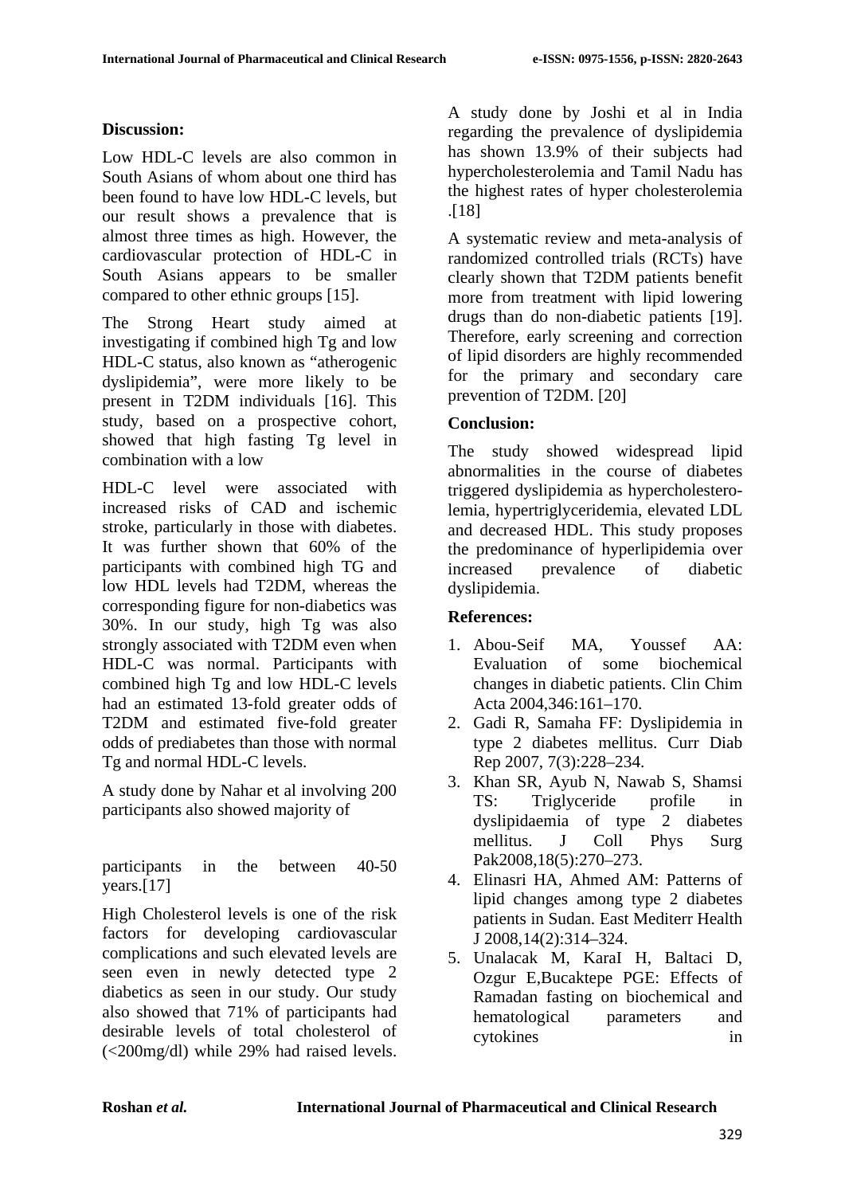## Discussion:

Low HDL-C levels are also common in South Asians of whom about one third has been found to have low HDL-C levels, but our result shows a prevalence that is almost three times as high. However, the cardiovascular protection of HDL-C in South Asians appears to be smaller compared to other ethnic groups [15].

The Strong Heart study aimed at investigating if combined high Tg and low HDL-C status, also known as "atherogenic dyslipidemia", were more likely to be present in T2DM individuals [16]. This study, based on a prospective cohort, showed that high fasting Tg level in combination with a low

HDL-C level were associated with increased risks of CAD and ischemic stroke, particularly in those with diabetes. It was further shown that 60% of the participants with combined high TG and low HDL levels had T2DM, whereas the corresponding figure for non-diabetics was 30%. In our study, high Tg was also strongly associated with T2DM even when HDL-C was normal. Participants with combined high Tg and low HDL-C levels had an estimated 13-fold greater odds of T2DM and estimated five-fold greater odds of prediabetes than those with normal Tg and normal HDL-C levels.

A study done by Nahar et al involving 200 participants also showed majority of

participants in the between 40-50 years.[17]

High Cholesterol levels is one of the risk factors for developing cardiovascular complications and such elevated levels are seen even in newly detected type 2 diabetics as seen in our study. Our study also showed that 71% of participants had desirable levels of total cholesterol of (<200mg/dl) while 29% had raised levels.

A study done by Joshi et al in India regarding the prevalence of dyslipidemia has shown 13.9% of their subjects had hypercholesterolemia and Tamil Nadu has the highest rates of hyper cholesterolemia .[18]

A systematic review and meta-analysis of randomized controlled trials (RCTs) have clearly shown that T2DM patients benefit more from treatment with lipid lowering drugs than do non-diabetic patients [19]. Therefore, early screening and correction of lipid disorders are highly recommended for the primary and secondary care prevention of T2DM. [20]

## Conclusion:

The study showed widespread lipid abnormalities in the course of diabetes triggered dyslipidemia as hypercholesterolemia, hypertriglyceridemia, elevated LDL and decreased HDL. This study proposes the predominance of hyperlipidemia over increased prevalence of diabetic dyslipidemia.

## References:

1. Abou-Seif MA, Youssef AA: Evaluation of some biochemical changes in diabetic patients. Clin Chim Acta 2004,346:161–170.
2. Gadi R, Samaha FF: Dyslipidemia in type 2 diabetes mellitus. Curr Diab Rep 2007, 7(3):228–234.
3. Khan SR, Ayub N, Nawab S, Shamsi TS: Triglyceride profile in dyslipidaemia of type 2 diabetes mellitus. J Coll Phys Surg Pak2008,18(5):270–273.
4. Elinasri HA, Ahmed AM: Patterns of lipid changes among type 2 diabetes patients in Sudan. East Mediterr Health J 2008,14(2):314–324.
5. Unalacak M, KaraI H, Baltaci D, Ozgur E,Bucaktepe PGE: Effects of Ramadan fasting on biochemical and hematological parameters and cytokines in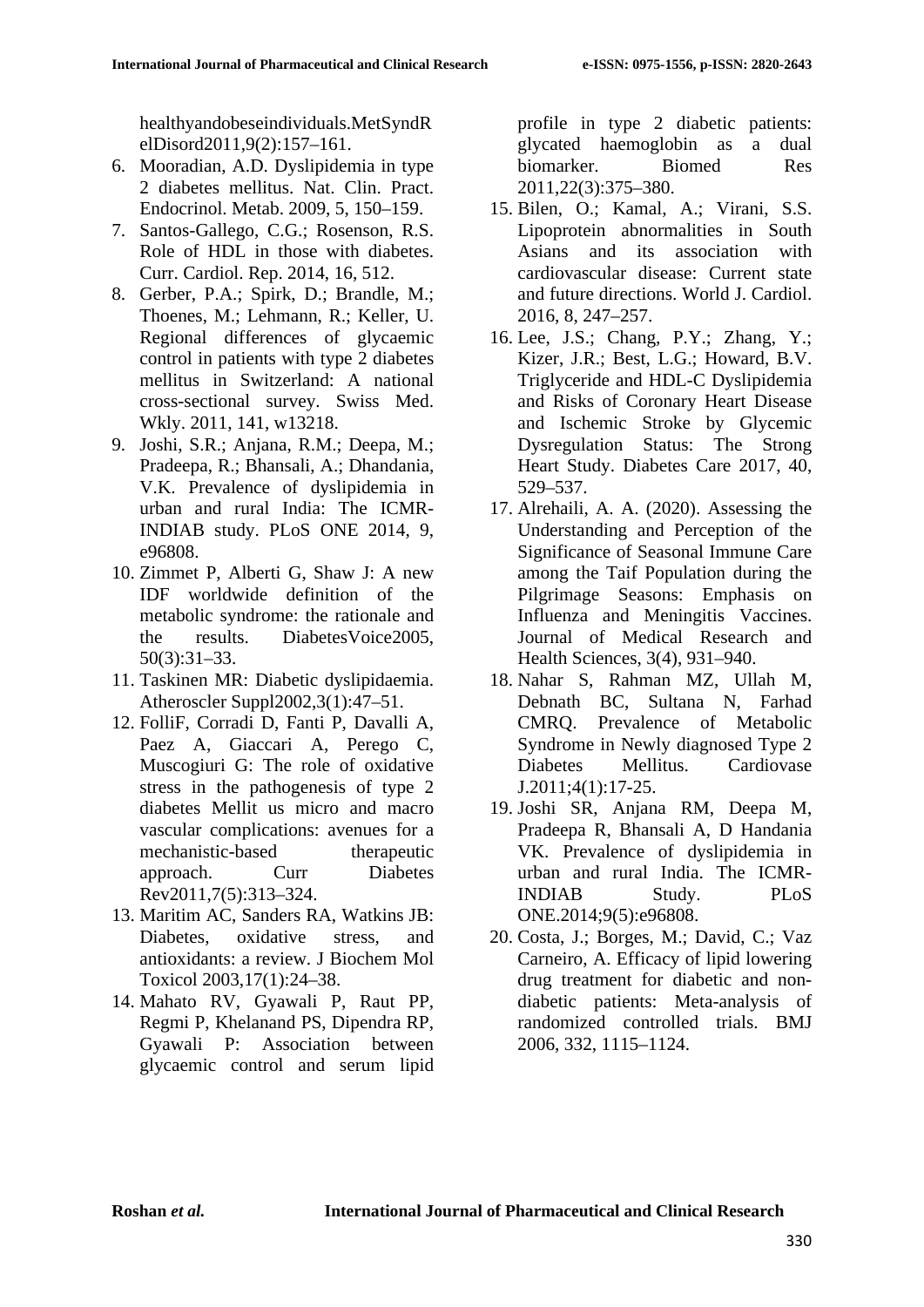healthyandobeseindividuals.MetSyndRelDisord2011,9(2):157–161.

6. Mooradian, A.D. Dyslipidemia in type 2 diabetes mellitus. Nat. Clin. Pract. Endocrinol. Metab. 2009, 5, 150–159.
7. Santos-Gallego, C.G.; Rosenson, R.S. Role of HDL in those with diabetes. Curr. Cardiol. Rep. 2014, 16, 512.
8. Gerber, P.A.; Spirk, D.; Brandle, M.; Thoenes, M.; Lehmann, R.; Keller, U. Regional differences of glycaemic control in patients with type 2 diabetes mellitus in Switzerland: A national cross-sectional survey. Swiss Med. Wkly. 2011, 141, w13218.
9. Joshi, S.R.; Anjana, R.M.; Deepa, M.; Pradeepa, R.; Bhansali, A.; Dhandania, V.K. Prevalence of dyslipidemia in urban and rural India: The ICMR-INDIAB study. PLoS ONE 2014, 9, e96808.
10. Zimmet P, Alberti G, Shaw J: A new IDF worldwide definition of the metabolic syndrome: the rationale and the results. DiabetesVoice2005, 50(3):31–33.
11. Taskinen MR: Diabetic dyslipidaemia. Atheroscler Suppl2002,3(1):47–51.
12. FolliF, Corradi D, Fanti P, Davalli A, Paez A, Giaccari A, Perego C, Muscogiuri G: The role of oxidative stress in the pathogenesis of type 2 diabetes Mellit us micro and macro vascular complications: avenues for a mechanistic-based therapeutic approach. Curr Diabetes Rev2011,7(5):313–324.
13. Maritim AC, Sanders RA, Watkins JB: Diabetes, oxidative stress, and antioxidants: a review. J Biochem Mol Toxicol 2003,17(1):24–38.
14. Mahato RV, Gyawali P, Raut PP, Regmi P, Khelanand PS, Dipendra RP, Gyawali P: Association between glycaemic control and serum lipid profile in type 2 diabetic patients: glycated haemoglobin as a dual biomarker. Biomed Res 2011,22(3):375–380.
15. Bilen, O.; Kamal, A.; Virani, S.S. Lipoprotein abnormalities in South Asians and its association with cardiovascular disease: Current state and future directions. World J. Cardiol. 2016, 8, 247–257.
16. Lee, J.S.; Chang, P.Y.; Zhang, Y.; Kizer, J.R.; Best, L.G.; Howard, B.V. Triglyceride and HDL-C Dyslipidemia and Risks of Coronary Heart Disease and Ischemic Stroke by Glycemic Dysregulation Status: The Strong Heart Study. Diabetes Care 2017, 40, 529–537.
17. Alrehaili, A. A. (2020). Assessing the Understanding and Perception of the Significance of Seasonal Immune Care among the Taif Population during the Pilgrimage Seasons: Emphasis on Influenza and Meningitis Vaccines. Journal of Medical Research and Health Sciences, 3(4), 931–940.
18. Nahar S, Rahman MZ, Ullah M, Debnath BC, Sultana N, Farhad CMRQ. Prevalence of Metabolic Syndrome in Newly diagnosed Type 2 Diabetes Mellitus. Cardiovasc J.2011;4(1):17-25.
19. Joshi SR, Anjana RM, Deepa M, Pradeepa R, Bhansali A, D Handania VK. Prevalence of dyslipidemia in urban and rural India. The ICMR-INDIAB Study. PLoS ONE.2014;9(5):e96808.
20. Costa, J.; Borges, M.; David, C.; Vaz Carneiro, A. Efficacy of lipid lowering drug treatment for diabetic and non-diabetic patients: Meta-analysis of randomized controlled trials. BMJ 2006, 332, 1115–1124.